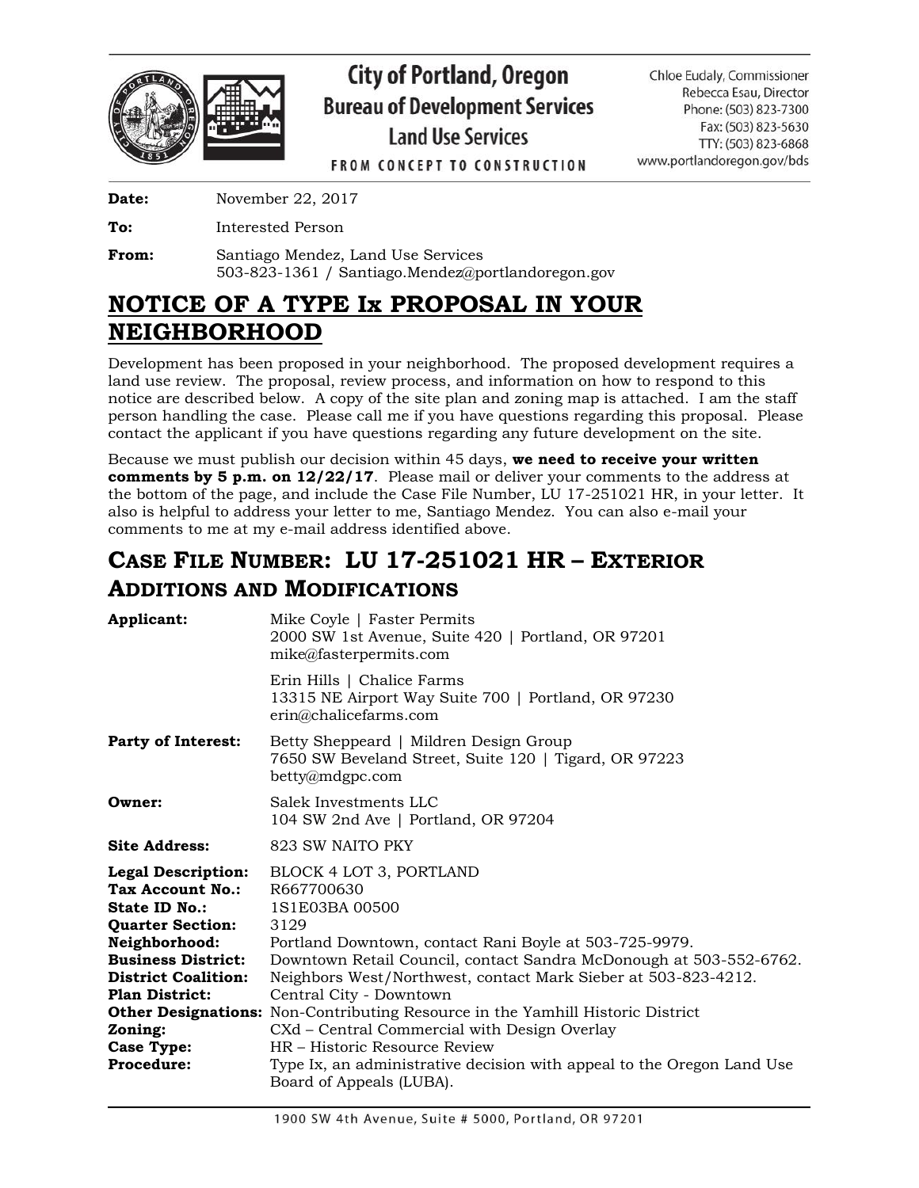**City of Portland, Oregon**
**Bureau of Development Services**
**Land Use Services**
FROM CONCEPT TO CONSTRUCTION

Chloe Eudaly, Commissioner
Rebecca Esau, Director
Phone: (503) 823-7300
Fax: (503) 823-5630
TTY: (503) 823-6868
www.portlandoregon.gov/bds

**Date:** November 22, 2017

**To:** Interested Person

**From:** Santiago Mendez, Land Use Services
503-823-1361 / Santiago.Mendez@portlandoregon.gov

# NOTICE OF A TYPE Ix PROPOSAL IN YOUR NEIGHBORHOOD

Development has been proposed in your neighborhood. The proposed development requires a land use review. The proposal, review process, and information on how to respond to this notice are described below. A copy of the site plan and zoning map is attached. I am the staff person handling the case. Please call me if you have questions regarding this proposal. Please contact the applicant if you have questions regarding any future development on the site.

Because we must publish our decision within 45 days, **we need to receive your written comments by 5 p.m. on 12/22/17**. Please mail or deliver your comments to the address at the bottom of the page, and include the Case File Number, LU 17-251021 HR, in your letter. It also is helpful to address your letter to me, Santiago Mendez. You can also e-mail your comments to me at my e-mail address identified above.

## CASE FILE NUMBER: LU 17-251021 HR – EXTERIOR ADDITIONS AND MODIFICATIONS

**Applicant:** Mike Coyle | Faster Permits
2000 SW 1st Avenue, Suite 420 | Portland, OR 97201
mike@fasterpermits.com

Erin Hills | Chalice Farms
13315 NE Airport Way Suite 700 | Portland, OR 97230
erin@chalicefarms.com

**Party of Interest:** Betty Sheppeard | Mildren Design Group
7650 SW Beveland Street, Suite 120 | Tigard, OR 97223
betty@mdgpc.com

**Owner:** Salek Investments LLC
104 SW 2nd Ave | Portland, OR 97204

**Site Address:** 823 SW NAITO PKY

**Legal Description:** BLOCK 4 LOT 3, PORTLAND
**Tax Account No.:** R667700630
**State ID No.:** 1S1E03BA 00500
**Quarter Section:** 3129
**Neighborhood:** Portland Downtown, contact Rani Boyle at 503-725-9979.
**Business District:** Downtown Retail Council, contact Sandra McDonough at 503-552-6762.
**District Coalition:** Neighbors West/Northwest, contact Mark Sieber at 503-823-4212.
**Plan District:** Central City - Downtown
**Other Designations:** Non-Contributing Resource in the Yamhill Historic District
**Zoning:** CXd – Central Commercial with Design Overlay
**Case Type:** HR – Historic Resource Review
**Procedure:** Type Ix, an administrative decision with appeal to the Oregon Land Use Board of Appeals (LUBA).

1900 SW 4th Avenue, Suite # 5000, Portland, OR 97201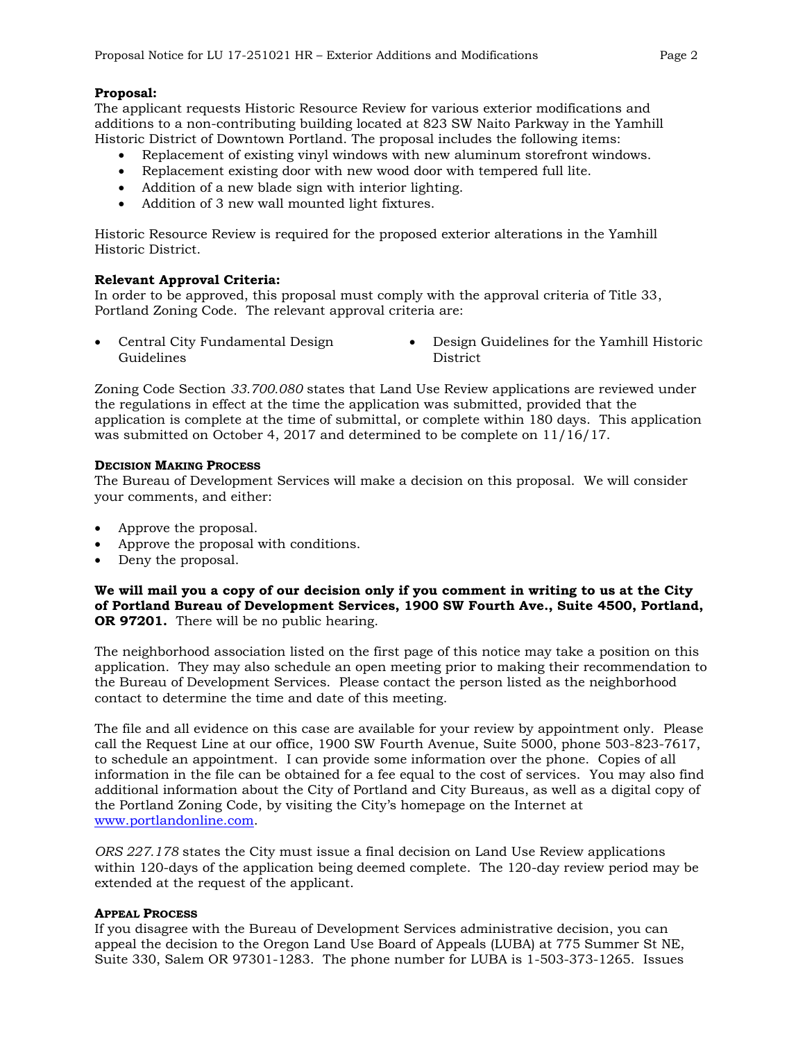**Proposal:**
The applicant requests Historic Resource Review for various exterior modifications and additions to a non-contributing building located at 823 SW Naito Parkway in the Yamhill Historic District of Downtown Portland. The proposal includes the following items:

- Replacement of existing vinyl windows with new aluminum storefront windows.
- Replacement existing door with new wood door with tempered full lite.
- Addition of a new blade sign with interior lighting.
- Addition of 3 new wall mounted light fixtures.

Historic Resource Review is required for the proposed exterior alterations in the Yamhill Historic District.

**Relevant Approval Criteria:**
In order to be approved, this proposal must comply with the approval criteria of Title 33, Portland Zoning Code. The relevant approval criteria are:

- Central City Fundamental Design Guidelines
- Design Guidelines for the Yamhill Historic District

Zoning Code Section *33.700.080* states that Land Use Review applications are reviewed under the regulations in effect at the time the application was submitted, provided that the application is complete at the time of submittal, or complete within 180 days. This application was submitted on October 4, 2017 and determined to be complete on 11/16/17.

**DECISION MAKING PROCESS**
The Bureau of Development Services will make a decision on this proposal. We will consider your comments, and either:

- Approve the proposal.
- Approve the proposal with conditions.
- Deny the proposal.

**We will mail you a copy of our decision only if you comment in writing to us at the City of Portland Bureau of Development Services, 1900 SW Fourth Ave., Suite 4500, Portland, OR 97201.** There will be no public hearing.

The neighborhood association listed on the first page of this notice may take a position on this application. They may also schedule an open meeting prior to making their recommendation to the Bureau of Development Services. Please contact the person listed as the neighborhood contact to determine the time and date of this meeting.

The file and all evidence on this case are available for your review by appointment only. Please call the Request Line at our office, 1900 SW Fourth Avenue, Suite 5000, phone 503-823-7617, to schedule an appointment. I can provide some information over the phone. Copies of all information in the file can be obtained for a fee equal to the cost of services. You may also find additional information about the City of Portland and City Bureaus, as well as a digital copy of the Portland Zoning Code, by visiting the City's homepage on the Internet at www.portlandonline.com.

*ORS 227.178* states the City must issue a final decision on Land Use Review applications within 120-days of the application being deemed complete. The 120-day review period may be extended at the request of the applicant.

**APPEAL PROCESS**
If you disagree with the Bureau of Development Services administrative decision, you can appeal the decision to the Oregon Land Use Board of Appeals (LUBA) at 775 Summer St NE, Suite 330, Salem OR 97301-1283. The phone number for LUBA is 1-503-373-1265. Issues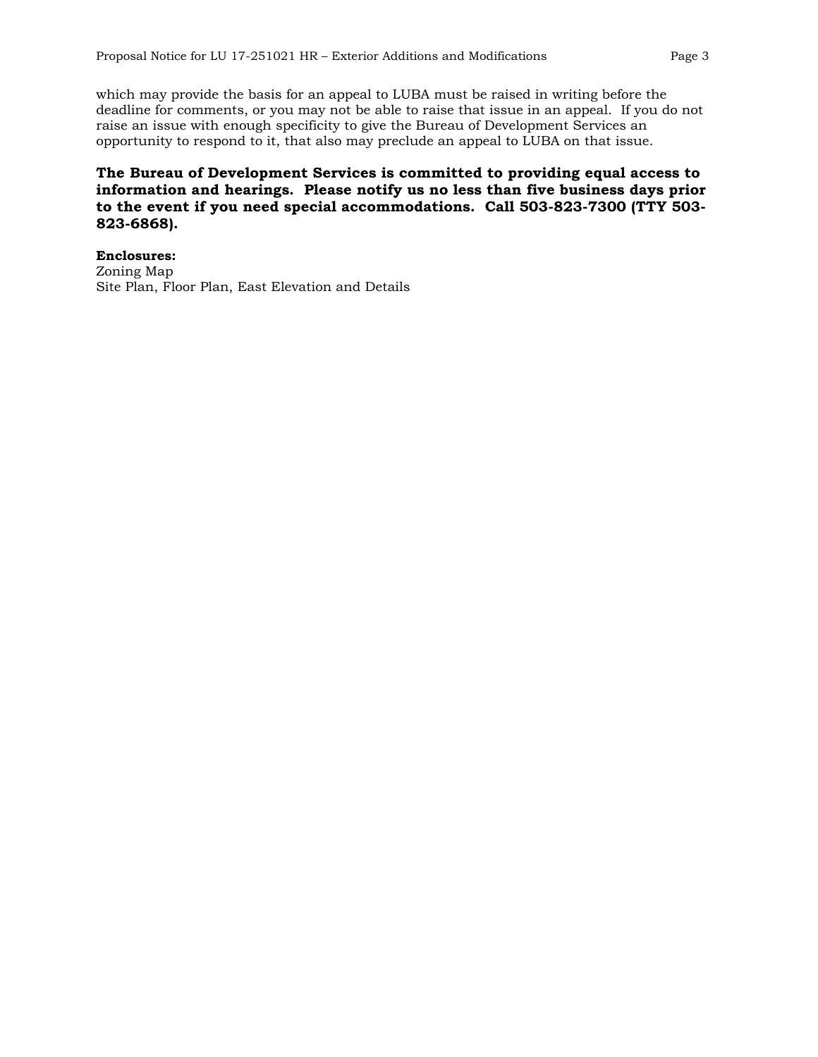which may provide the basis for an appeal to LUBA must be raised in writing before the deadline for comments, or you may not be able to raise that issue in an appeal. If you do not raise an issue with enough specificity to give the Bureau of Development Services an opportunity to respond to it, that also may preclude an appeal to LUBA on that issue.

**The Bureau of Development Services is committed to providing equal access to information and hearings. Please notify us no less than five business days prior to the event if you need special accommodations. Call 503-823-7300 (TTY 503-823-6868).**

**Enclosures:**
Zoning Map
Site Plan, Floor Plan, East Elevation and Details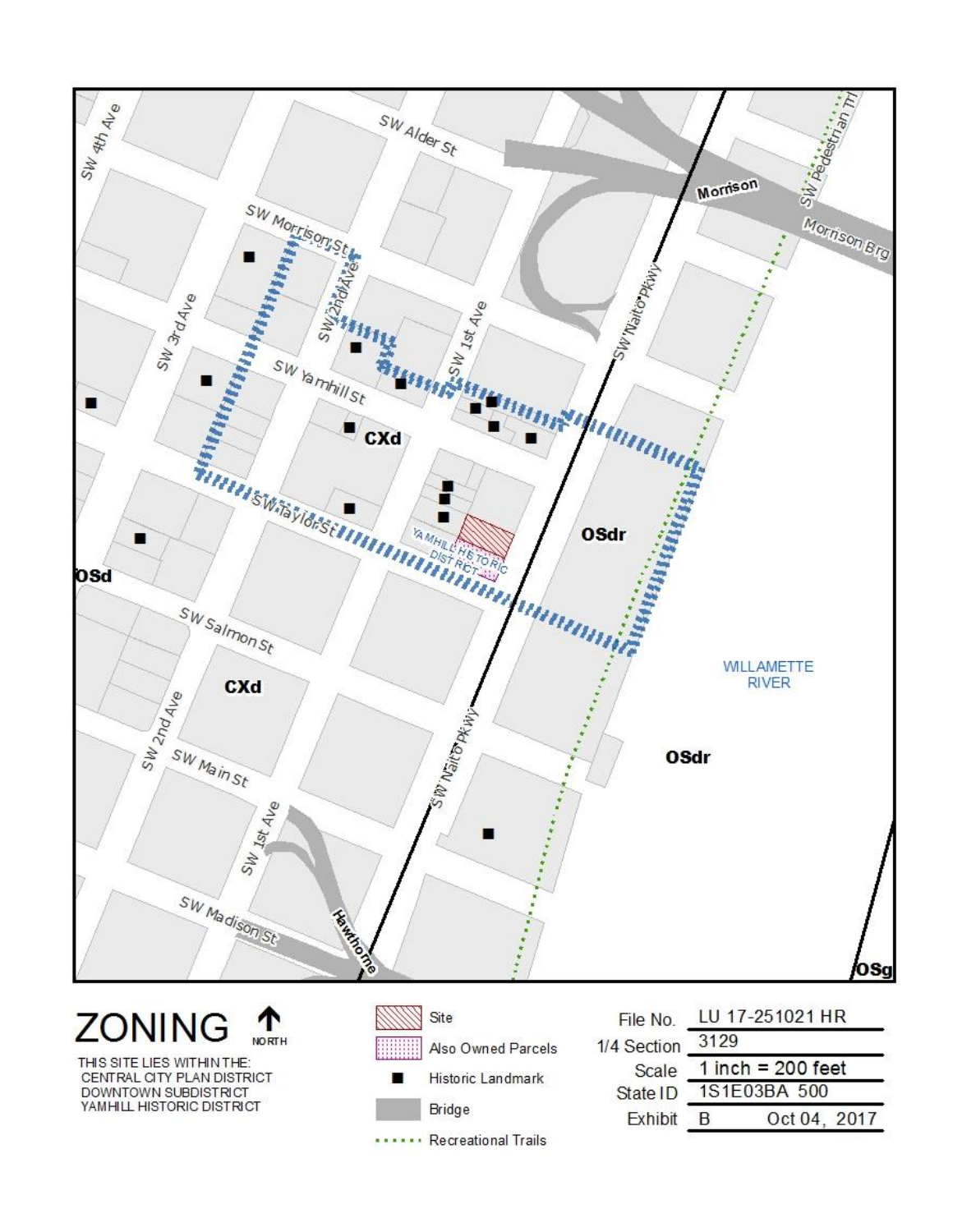# ZONING

NORTH

THIS SITE LIES WITHIN THE:
CENTRAL CITY PLAN DISTRICT
DOWNTOWN SUBDISTRICT
YAMHILL HISTORIC DISTRICT

- Site
- Also Owned Parcels
- Historic Landmark
- Bridge
- Recreational Trails

| | |
|---|---|
| File No. | LU 17-251021 HR |
| 1/4 Section | 3129 |
| Scale | 1 inch = 200 feet |
| State ID | 1S1E03BA 500 |
| Exhibit | B Oct 04, 2017 |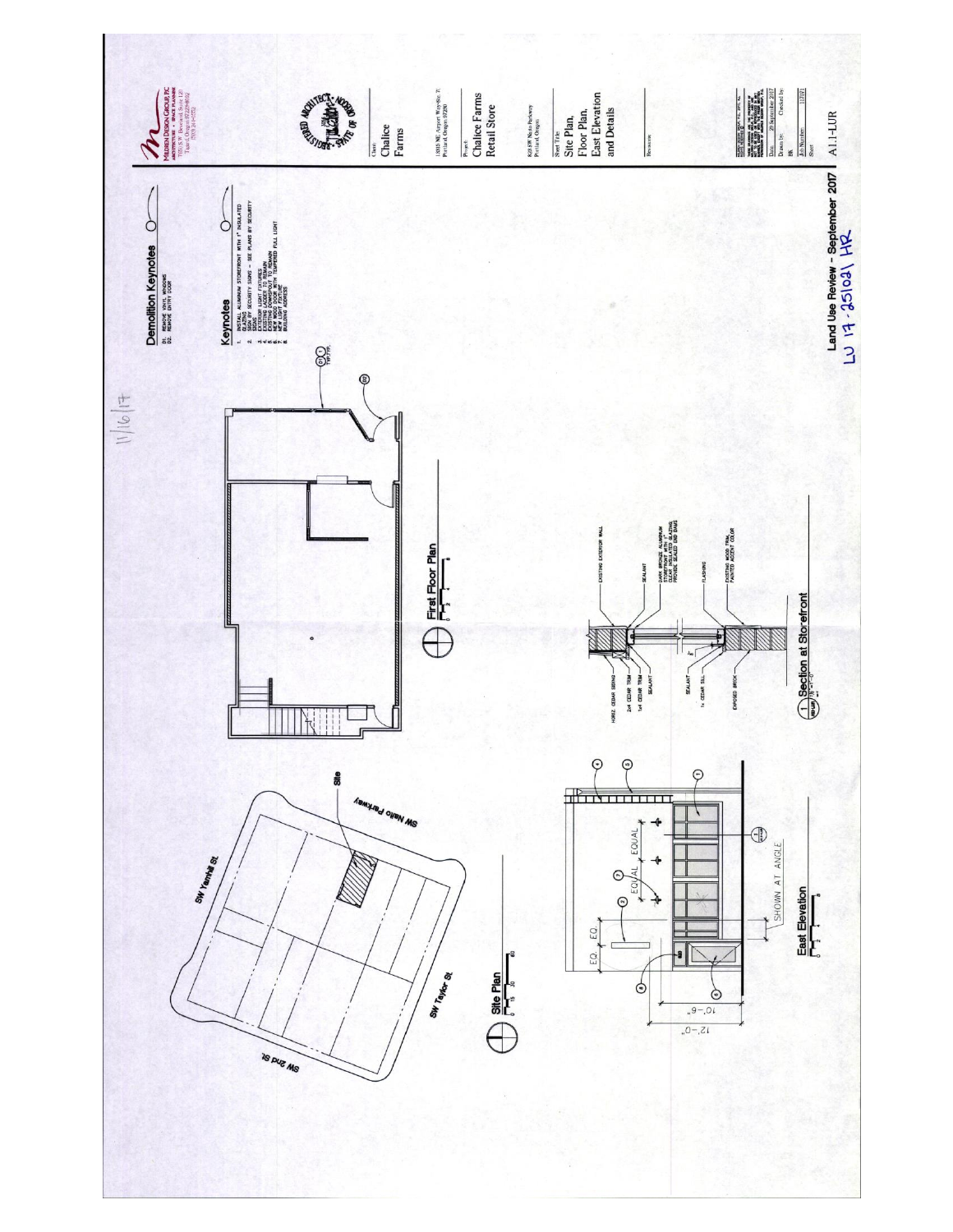11/16/17

## Demolition Keynotes

D1. REMOVE VINYL WINDOWS
D2. REMOVE ENTRY DOOR

## Keynotes

1. INSTALL ALUMINUM STOREFRONT WITH 1" INSULATED GLAZING
2. SIGN BY SECURITY SIGNS - SEE PLANS BY SECURITY SIGNS
3. EXTERIOR LIGHT FIXTURES
4. EXISTING GUTTER TO REMAIN
5. EXISTING DOWNSPOUT TO REMAIN
6. NEW WOOD DOOR WITH TEMPERED FULL LIGHT
7. NEW LIGHT FIXTURE
8. BUILDING ADDRESS

D1 TYP.

D2

SW Yamhill St.

SW Naito Parkway

SW Taylor St

SW 2nd St.

Site

Site Plan

0 15 30 60

First Floor Plan

0 2 4 8

East Elevation

0 2 4 8

SHOWN AT ANGLE

EQ. EQ.

EQUAL EQUAL

12'-0"

10'-6"

1 Section at Storefront

1 1/2" = 1'-0"

HORIZ. CEDAR SIDING

2x4 CEDAR TRIM

1x4 CEDAR TRIM

SEALANT

SEALANT

1x CEDAR SILL

EXPOSED BRICK

EXISTING EXTERIOR WALL

SEALANT

DARK BRONZE ALUMINUM STOREFRONT WITH 1" CLEAR INSULATED GLAZING. PROVIDE SEALED END DAMS

FLASHING

EXISTING WOOD TRIM, PAINTED ACCENT COLOR

Land Use Review - September 2017

LU 17-251021 HR

MEDIDEN DESIGN GROUP, P.C.

Client:
Chalice Farms

Project:
Chalice Farms Retail Store

828 SW Naito Parkway
Portland, Oregon

Sheet Title:
Site Plan, Floor Plan, East Elevation and Details

Revisions:

Date: 29 September 2017

Drawn By: BK

Job Number: 11701

Sheet: A1.1-LUR